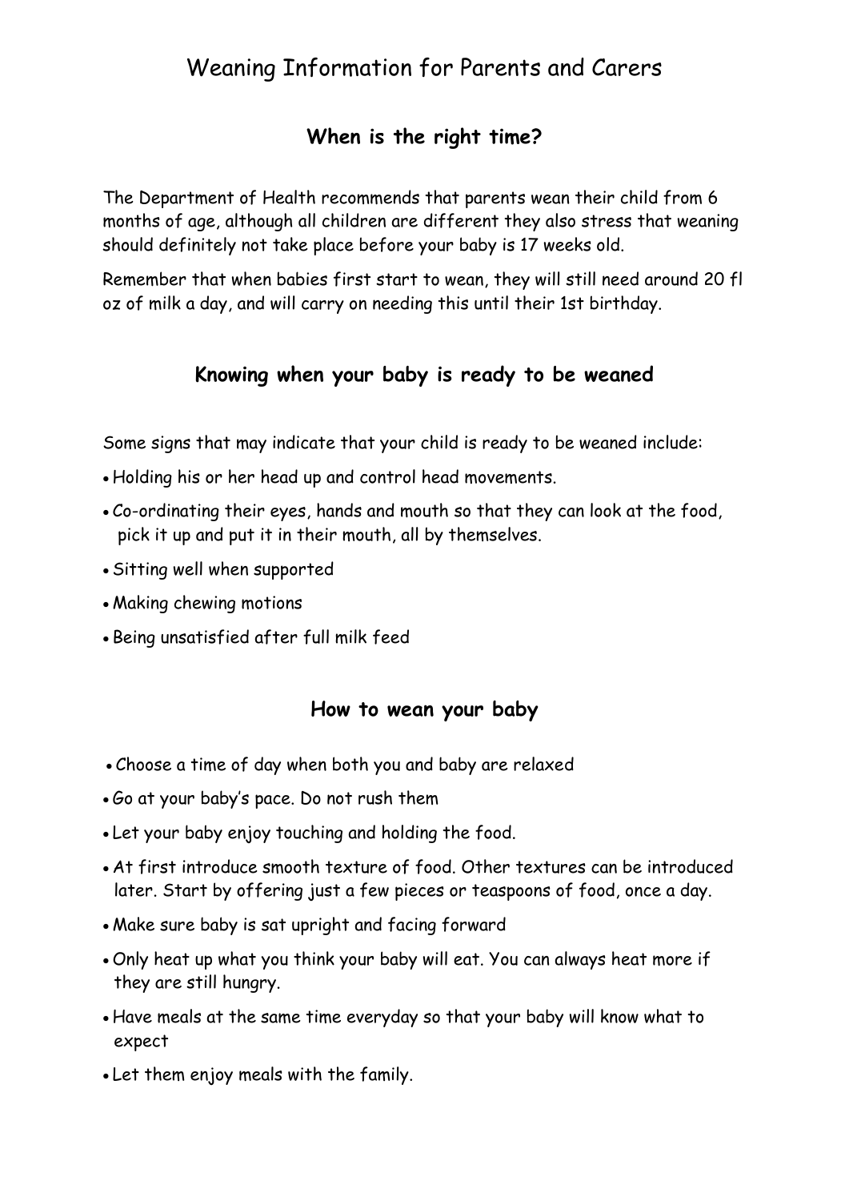# Weaning Information for Parents and Carers

## When is the right time?

The Department of Health recommends that parents wean their child from 6 months of age, although all children are different they also stress that weaning should definitely not take place before your baby is 17 weeks old.

Remember that when babies first start to wean, they will still need around 20 fl oz of milk a day, and will carry on needing this until their 1st birthday.

## Knowing when your baby is ready to be weaned

Some signs that may indicate that your child is ready to be weaned include:

- Holding his or her head up and control head movements.
- Co-ordinating their eyes, hands and mouth so that they can look at the food, pick it up and put it in their mouth, all by themselves.
- Sitting well when supported
- Making chewing motions
- Being unsatisfied after full milk feed

## How to wean your baby

- Choose a time of day when both you and baby are relaxed
- Go at your baby's pace. Do not rush them
- Let your baby enjoy touching and holding the food.
- At first introduce smooth texture of food. Other textures can be introduced later. Start by offering just a few pieces or teaspoons of food, once a day.
- Make sure baby is sat upright and facing forward
- Only heat up what you think your baby will eat. You can always heat more if they are still hungry.
- Have meals at the same time everyday so that your baby will know what to expect
- Let them enjoy meals with the family.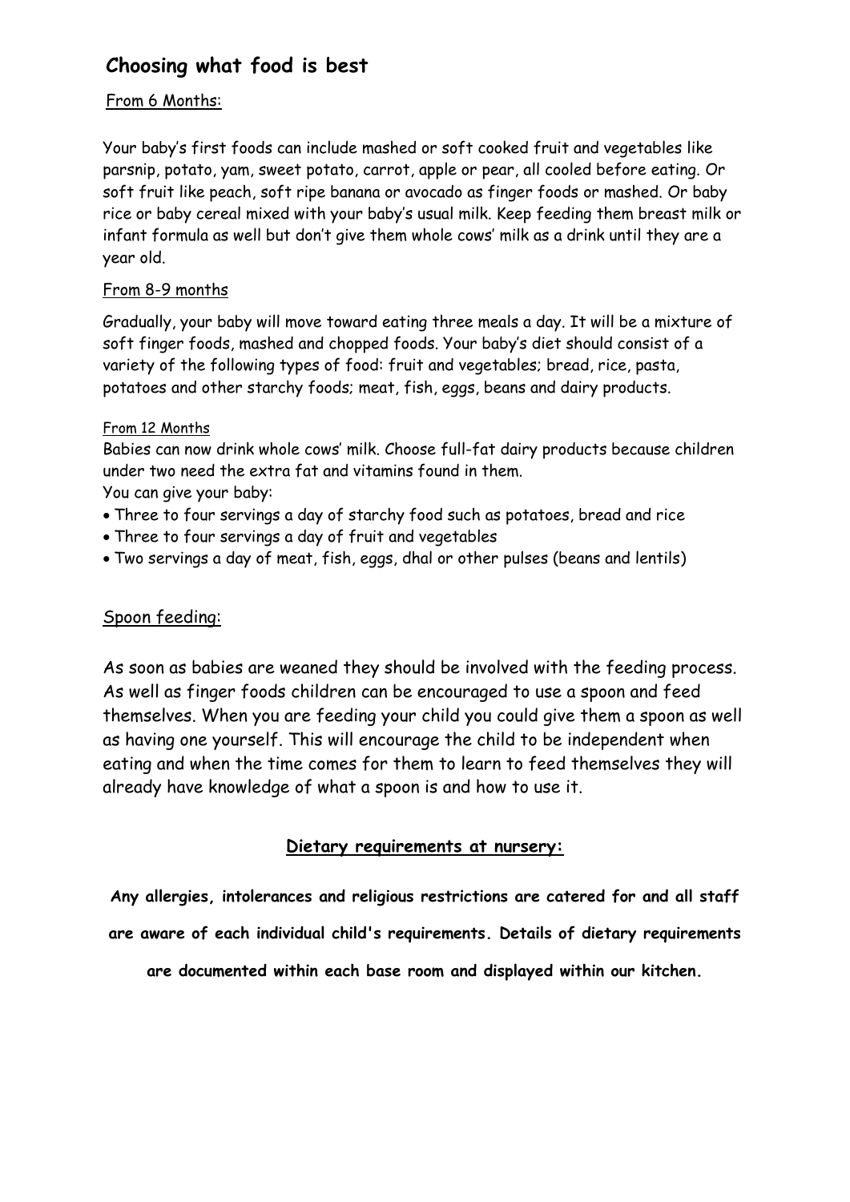## Choosing what food is best

From 6 Months:

Your baby's first foods can include mashed or soft cooked fruit and vegetables like parsnip, potato, yam, sweet potato, carrot, apple or pear, all cooled before eating. Or soft fruit like peach, soft ripe banana or avocado as finger foods or mashed. Or baby rice or baby cereal mixed with your baby's usual milk. Keep feeding them breast milk or infant formula as well but don't give them whole cows' milk as a drink until they are a year old.

From 8-9 months

Gradually, your baby will move toward eating three meals a day. It will be a mixture of soft finger foods, mashed and chopped foods. Your baby's diet should consist of a variety of the following types of food: fruit and vegetables; bread, rice, pasta, potatoes and other starchy foods; meat, fish, eggs, beans and dairy products.

From 12 Months

Babies can now drink whole cows' milk. Choose full-fat dairy products because children under two need the extra fat and vitamins found in them.

You can give your baby:

- Three to four servings a day of starchy food such as potatoes, bread and rice
- Three to four servings a day of fruit and vegetables
- Two servings a day of meat, fish, eggs, dhal or other pulses (beans and lentils)

### Spoon feeding:

As soon as babies are weaned they should be involved with the feeding process. As well as finger foods children can be encouraged to use a spoon and feed themselves. When you are feeding your child you could give them a spoon as well as having one yourself. This will encourage the child to be independent when eating and when the time comes for them to learn to feed themselves they will already have knowledge of what a spoon is and how to use it.

### Dietary requirements at nursery:

**Any allergies, intolerances and religious restrictions are catered for and all staff are aware of each individual child's requirements. Details of dietary requirements are documented within each base room and displayed within our kitchen.**